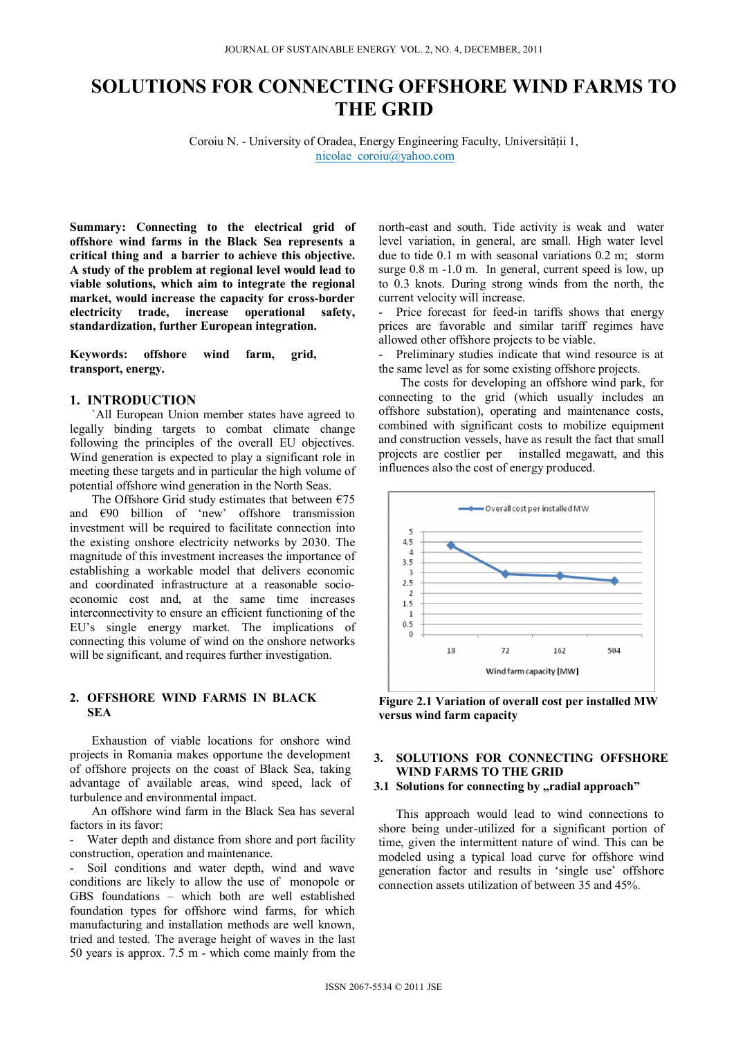# SOLUTIONS FOR CONNECTING OFFSHORE WIND FARMS TO THE GRID

Coroiu N. - University of Oradea, Energy Engineering Faculty, Universității 1, nicolae_coroiu@yahoo.com

**Summary: Connecting to the electrical grid of offshore wind farms in the Black Sea represents a critical thing and a barrier to achieve this objective. A study of the problem at regional level would lead to viable solutions, which aim to integrate the regional market, would increase the capacity for cross-border electricity trade, increase operational safety, standardization, further European integration.**

**Keywords: offshore wind farm, grid, transport, energy.**

## 1. INTRODUCTION

`All European Union member states have agreed to legally binding targets to combat climate change following the principles of the overall EU objectives. Wind generation is expected to play a significant role in meeting these targets and in particular the high volume of potential offshore wind generation in the North Seas.

The Offshore Grid study estimates that between €75 and €90 billion of 'new' offshore transmission investment will be required to facilitate connection into the existing onshore electricity networks by 2030. The magnitude of this investment increases the importance of establishing a workable model that delivers economic and coordinated infrastructure at a reasonable socio-economic cost and, at the same time increases interconnectivity to ensure an efficient functioning of the EU's single energy market. The implications of connecting this volume of wind on the onshore networks will be significant, and requires further investigation.

## 2. OFFSHORE WIND FARMS IN BLACK SEA

Exhaustion of viable locations for onshore wind projects in Romania makes opportune the development of offshore projects on the coast of Black Sea, taking advantage of available areas, wind speed, lack of turbulence and environmental impact.

An offshore wind farm in the Black Sea has several factors in its favor:

- Water depth and distance from shore and port facility construction, operation and maintenance.
- Soil conditions and water depth, wind and wave conditions are likely to allow the use of monopole or GBS foundations – which both are well established foundation types for offshore wind farms, for which manufacturing and installation methods are well known, tried and tested. The average height of waves in the last 50 years is approx. 7.5 m - which come mainly from the north-east and south. Tide activity is weak and water level variation, in general, are small. High water level due to tide 0.1 m with seasonal variations 0.2 m; storm surge 0.8 m -1.0 m. In general, current speed is low, up to 0.3 knots. During strong winds from the north, the current velocity will increase.
- Price forecast for feed-in tariffs shows that energy prices are favorable and similar tariff regimes have allowed other offshore projects to be viable.
- Preliminary studies indicate that wind resource is at the same level as for some existing offshore projects.

The costs for developing an offshore wind park, for connecting to the grid (which usually includes an offshore substation), operating and maintenance costs, combined with significant costs to mobilize equipment and construction vessels, have as result the fact that small projects are costlier per installed megawatt, and this influences also the cost of energy produced.

| Wind farm capacity [MW] | Overall cost per installed MW |
|---|---|
| 18 | ~4.3 |
| 72 | ~2.9 |
| 162 | ~2.8 |
| 504 | ~2.5 |

**Figure 2.1 Variation of overall cost per installed MW versus wind farm capacity**

## 3. SOLUTIONS FOR CONNECTING OFFSHORE WIND FARMS TO THE GRID

### 3.1 Solutions for connecting by „radial approach"

This approach would lead to wind connections to shore being under-utilized for a significant portion of time, given the intermittent nature of wind. This can be modeled using a typical load curve for offshore wind generation factor and results in 'single use' offshore connection assets utilization of between 35 and 45%.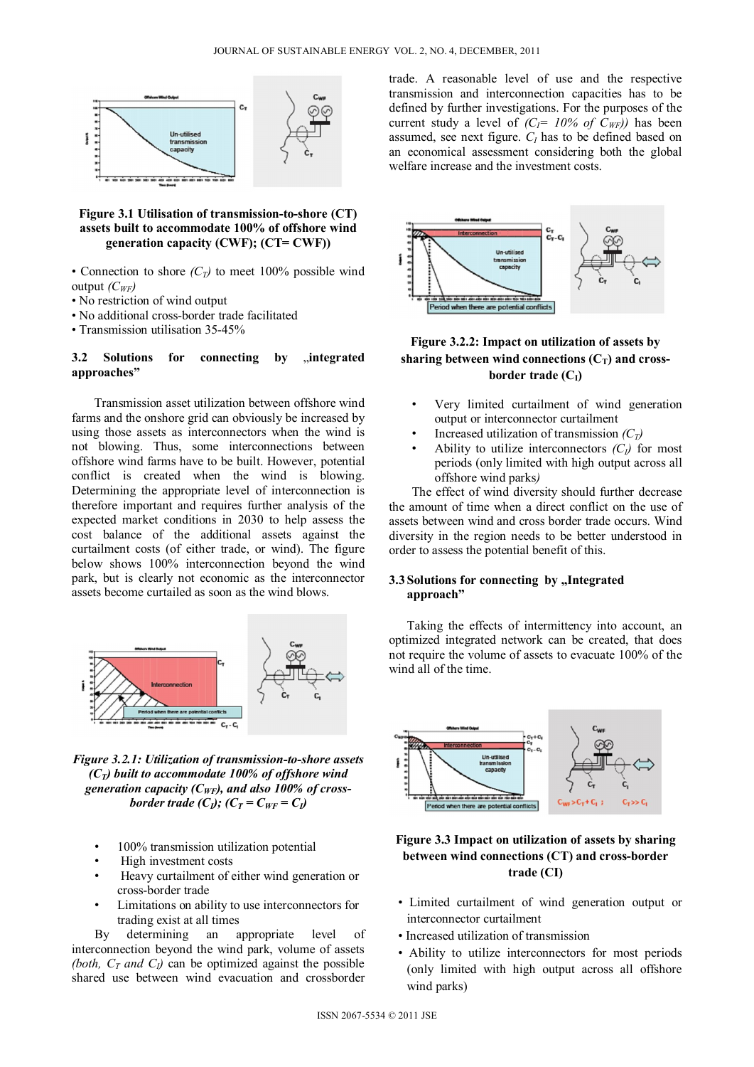**Figure 3.1 Utilisation of transmission-to-shore (CT) assets built to accommodate 100% of offshore wind generation capacity (CWF); (CT= CWF))**

- Connection to shore *($C_T$)* to meet 100% possible wind output *($C_{WF}$)*
- No restriction of wind output
- No additional cross-border trade facilitated
- Transmission utilisation 35-45%

### 3.2 Solutions for connecting by „integrated approaches"

Transmission asset utilization between offshore wind farms and the onshore grid can obviously be increased by using those assets as interconnectors when the wind is not blowing. Thus, some interconnections between offshore wind farms have to be built. However, potential conflict is created when wind is blowing. Determining the appropriate level of interconnection is therefore important and requires further analysis of the expected market conditions in 2030 to help assess the cost balance of the additional assets against the curtailment costs (of either trade, or wind). The figure below shows 100% interconnection beyond the wind park, but is clearly not economic as the interconnector assets become curtailed as soon as the wind blows.

*Figure 3.2.1: Utilization of transmission-to-shore assets ($C_T$) built to accommodate 100% of offshore wind generation capacity ($C_{WF}$), and also 100% of cross-border trade ($C_I$); ($C_T = C_{WF} = C_I$)*

- 100% transmission utilization potential
- High investment costs
- Heavy curtailment of either wind generation or cross-border trade
- Limitations on ability to use interconnectors for trading exist at all times

By determining an appropriate level of interconnection beyond the wind park, volume of assets *(both, $C_T$ and $C_I$)* can be optimized against the possible shared use between wind evacuation and crossborder trade. A reasonable level of use and the respective transmission and interconnection capacities has to be defined by further investigations. For the purposes of the current study a level of *($C_I$= 10% of $C_{WF}$))* has been assumed, see next figure. $C_I$ has to be defined based on an economical assessment considering both the global welfare increase and the investment costs.

**Figure 3.2.2: Impact on utilization of assets by sharing between wind connections ($C_T$) and cross-border trade ($C_I$)**

- Very limited curtailment of wind generation output or interconnector curtailment
- Increased utilization of transmission *($C_T$)*
- Ability to utilize interconnectors *($C_I$)* for most periods (only limited with high output across all offshore wind parks*)*

The effect of wind diversity should further decrease the amount of time when a direct conflict on the use of assets between wind and cross border trade occurs. Wind diversity in the region needs to be better understood in order to assess the potential benefit of this.

### 3.3 Solutions for connecting by „Integrated approach"

Taking the effects of intermittency into account, an optimized integrated network can be created, that does not require the volume of assets to evacuate 100% of the wind all of the time.

**Figure 3.3 Impact on utilization of assets by sharing between wind connections (CT) and cross-border trade (CI)**

- Limited curtailment of wind generation output or interconnector curtailment
- Increased utilization of transmission
- Ability to utilize interconnectors for most periods (only limited with high output across all offshore wind parks)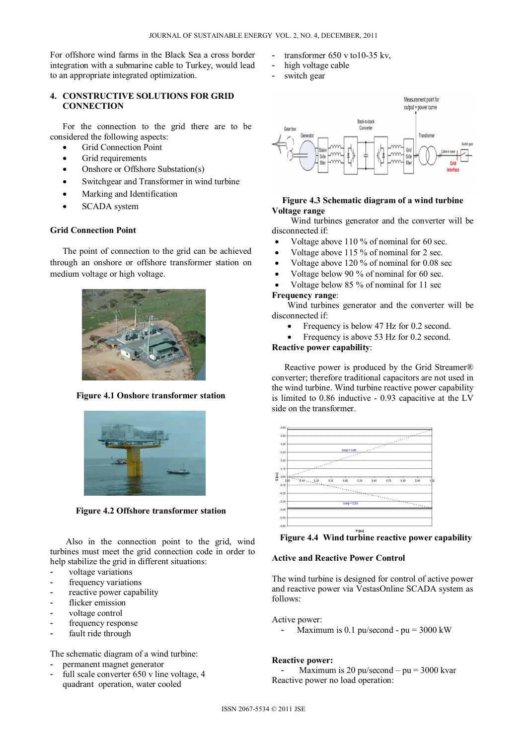For offshore wind farms in the Black Sea a cross border integration with a submarine cable to Turkey, would lead to an appropriate integrated optimization.

## 4. CONSTRUCTIVE SOLUTIONS FOR GRID CONNECTION

For the connection to the grid there are to be considered the following aspects:

- Grid Connection Point
- Grid requirements
- Onshore or Offshore Substation(s)
- Switchgear and Transformer in wind turbine
- Marking and Identification
- SCADA system

### Grid Connection Point

The point of connection to the grid can be achieved through an onshore or offshore transformer station on medium voltage or high voltage.

**Figure 4.1 Onshore transformer station**

**Figure 4.2 Offshore transformer station**

Also in the connection point to the grid, wind turbines must meet the grid connection code in order to help stabilize the grid in different situations:

- voltage variations
- frequency variations
- reactive power capability
- flicker emission
- voltage control
- frequency response
- fault ride through

The schematic diagram of a wind turbine:

- permanent magnet generator
- full scale converter 650 v line voltage, 4 quadrant operation, water cooled
- transformer 650 v to10-35 kv,
- high voltage cable
- switch gear

**Figure 4.3 Schematic diagram of a wind turbine**

**Voltage range**

Wind turbines generator and the converter will be disconnected if:

- Voltage above 110 % of nominal for 60 sec.
- Voltage above 115 % of nominal for 2 sec.
- Voltage above 120 % of nominal for 0.08 sec
- Voltage below 90 % of nominal for 60 sec.
- Voltage below 85 % of nominal for 11 sec

**Frequency range**:

Wind turbines generator and the converter will be disconnected if:

- Frequency is below 47 Hz for 0.2 second.
- Frequency is above 53 Hz for 0.2 second.

**Reactive power capability**:

Reactive power is produced by the Grid Streamer® converter; therefore traditional capacitors are not used in the wind turbine. Wind turbine reactive power capability is limited to 0.86 inductive - 0.93 capacitive at the LV side on the transformer.

**Figure 4.4 Wind turbine reactive power capability**

### Active and Reactive Power Control

The wind turbine is designed for control of active power and reactive power via VestasOnline SCADA system as follows:

Active power:

- Maximum is 0.1 pu/second - pu = 3000 kW

**Reactive power:**

- Maximum is 20 pu/second – pu = 3000 kvar

Reactive power no load operation: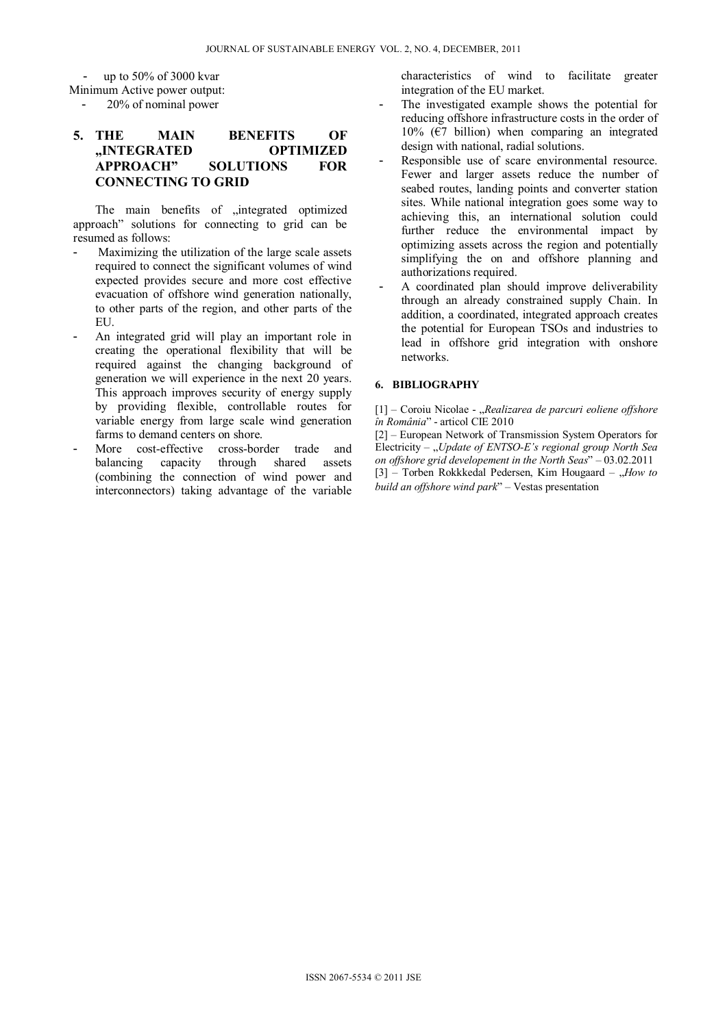- up to 50% of 3000 kvar

Minimum Active power output:

- 20% of nominal power

## 5. THE MAIN BENEFITS OF „INTEGRATED OPTIMIZED APPROACH" SOLUTIONS FOR CONNECTING TO GRID

The main benefits of „integrated optimized approach" solutions for connecting to grid can be resumed as follows:

- Maximizing the utilization of the large scale assets required to connect the significant volumes of wind expected provides secure and more cost effective evacuation of offshore wind generation nationally, to other parts of the region, and other parts of the EU.
- An integrated grid will play an important role in creating the operational flexibility that will be required against the changing background of generation we will experience in the next 20 years. This approach improves security of energy supply by providing flexible, controllable routes for variable energy from large scale wind generation farms to demand centers on shore.
- More cost-effective cross-border trade and balancing capacity through shared assets (combining the connection of wind power and interconnectors) taking advantage of the variable characteristics of wind to facilitate greater integration of the EU market.
- The investigated example shows the potential for reducing offshore infrastructure costs in the order of 10% (€7 billion) when comparing an integrated design with national, radial solutions.
- Responsible use of scare environmental resource. Fewer and larger assets reduce the number of seabed routes, landing points and converter station sites. While national integration goes some way to achieving this, an international solution could further reduce the environmental impact by optimizing assets across the region and potentially simplifying the on and offshore planning and authorizations required.
- A coordinated plan should improve deliverability through an already constrained supply Chain. In addition, a coordinated, integrated approach creates the potential for European TSOs and industries to lead in offshore grid integration with onshore networks.

## 6. BIBLIOGRAPHY

[1] – Coroiu Nicolae - „*Realizarea de parcuri eoliene offshore în România*" - articol CIE 2010

[2] – European Network of Transmission System Operators for Electricity – „*Update of ENTSO-E's regional group North Sea on offshore grid developement in the North Seas*" – 03.02.2011

[3] – Torben Rokkkedal Pedersen, Kim Hougaard – „*How to build an offshore wind park*" – Vestas presentation